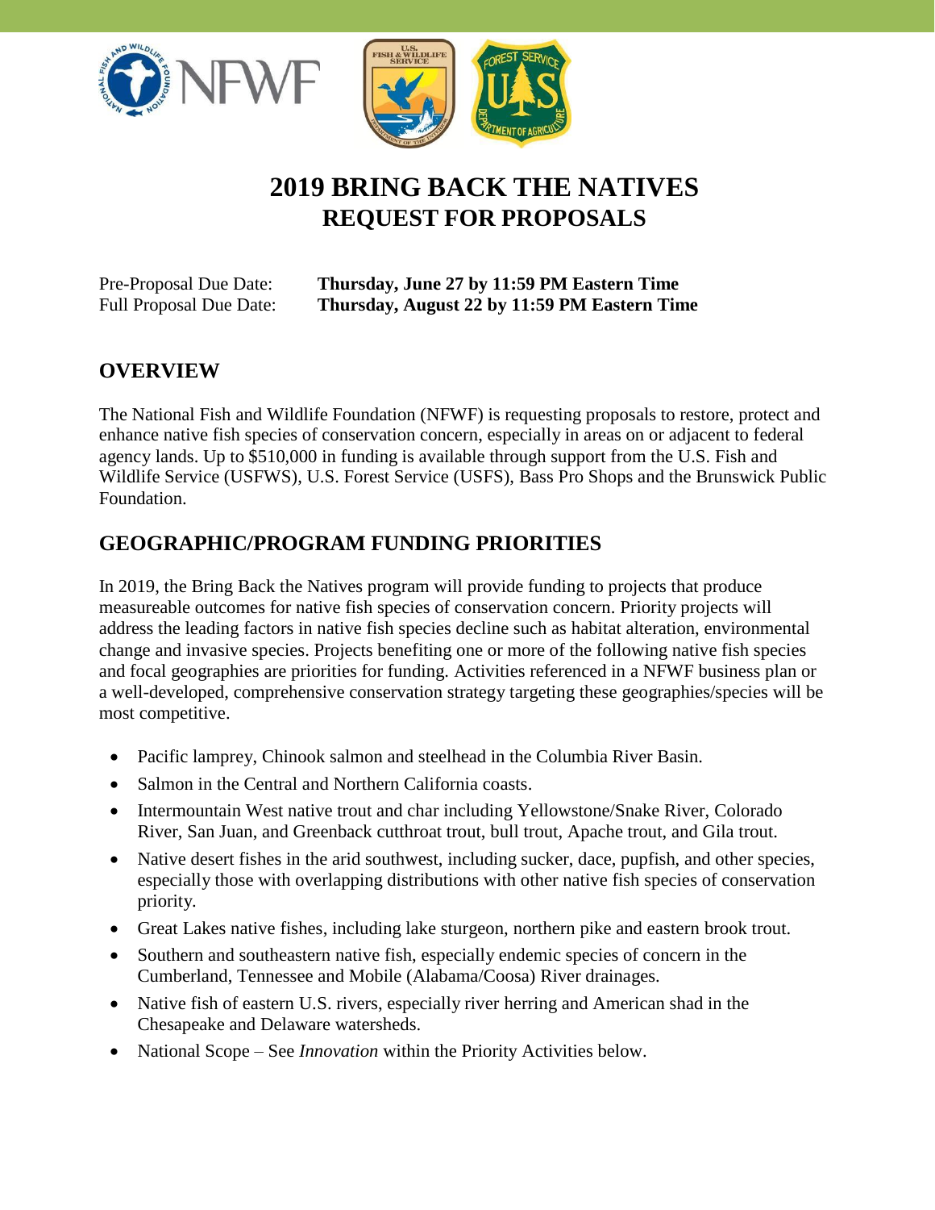# 2019 BRING BACK THE NATIVES
## REQUEST FOR PROPOSALS

Pre-Proposal Due Date: **Thursday, June 27 by 11:59 PM Eastern Time**
Full Proposal Due Date: **Thursday, August 22 by 11:59 PM Eastern Time**

## OVERVIEW

The National Fish and Wildlife Foundation (NFWF) is requesting proposals to restore, protect and enhance native fish species of conservation concern, especially in areas on or adjacent to federal agency lands. Up to $510,000 in funding is available through support from the U.S. Fish and Wildlife Service (USFWS), U.S. Forest Service (USFS), Bass Pro Shops and the Brunswick Public Foundation.

## GEOGRAPHIC/PROGRAM FUNDING PRIORITIES

In 2019, the Bring Back the Natives program will provide funding to projects that produce measureable outcomes for native fish species of conservation concern. Priority projects will address the leading factors in native fish species decline such as habitat alteration, environmental change and invasive species. Projects benefiting one or more of the following native fish species and focal geographies are priorities for funding. Activities referenced in a NFWF business plan or a well-developed, comprehensive conservation strategy targeting these geographies/species will be most competitive.

- Pacific lamprey, Chinook salmon and steelhead in the Columbia River Basin.
- Salmon in the Central and Northern California coasts.
- Intermountain West native trout and char including Yellowstone/Snake River, Colorado River, San Juan, and Greenback cutthroat trout, bull trout, Apache trout, and Gila trout.
- Native desert fishes in the arid southwest, including sucker, dace, pupfish, and other species, especially those with overlapping distributions with other native fish species of conservation priority.
- Great Lakes native fishes, including lake sturgeon, northern pike and eastern brook trout.
- Southern and southeastern native fish, especially endemic species of concern in the Cumberland, Tennessee and Mobile (Alabama/Coosa) River drainages.
- Native fish of eastern U.S. rivers, especially river herring and American shad in the Chesapeake and Delaware watersheds.
- National Scope – See *Innovation* within the Priority Activities below.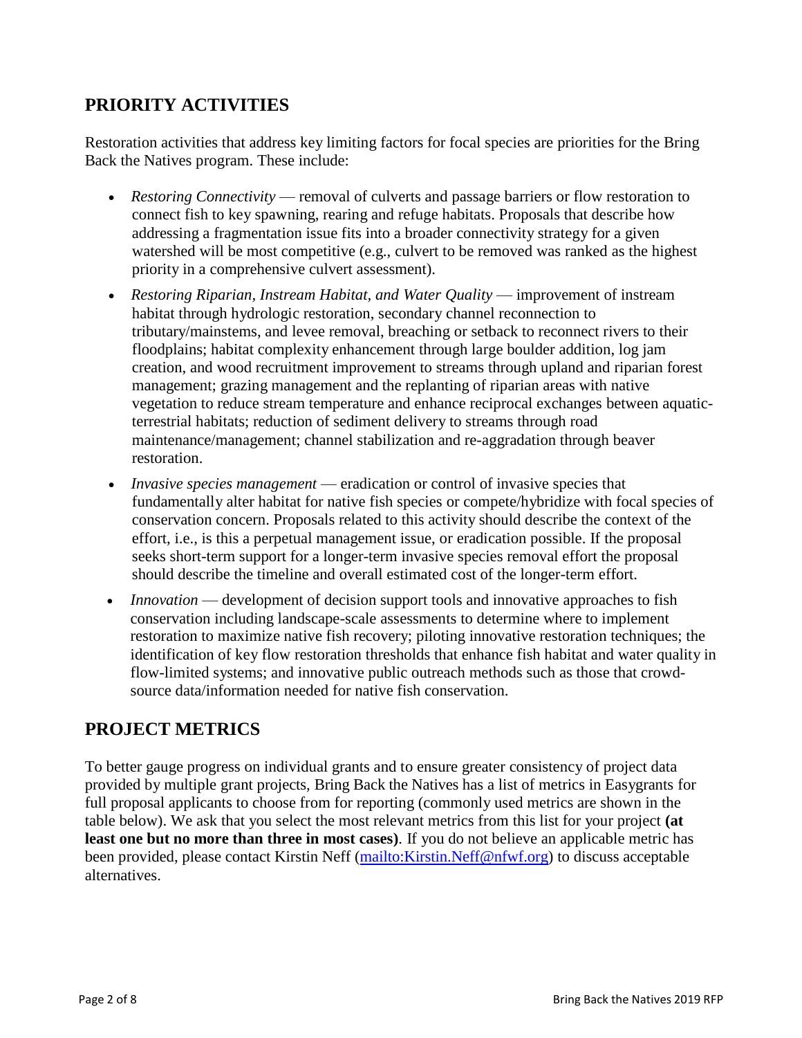## PRIORITY ACTIVITIES

Restoration activities that address key limiting factors for focal species are priorities for the Bring Back the Natives program. These include:

- *Restoring Connectivity* — removal of culverts and passage barriers or flow restoration to connect fish to key spawning, rearing and refuge habitats. Proposals that describe how addressing a fragmentation issue fits into a broader connectivity strategy for a given watershed will be most competitive (e.g., culvert to be removed was ranked as the highest priority in a comprehensive culvert assessment).
- *Restoring Riparian, Instream Habitat, and Water Quality* — improvement of instream habitat through hydrologic restoration, secondary channel reconnection to tributary/mainstems, and levee removal, breaching or setback to reconnect rivers to their floodplains; habitat complexity enhancement through large boulder addition, log jam creation, and wood recruitment improvement to streams through upland and riparian forest management; grazing management and the replanting of riparian areas with native vegetation to reduce stream temperature and enhance reciprocal exchanges between aquatic-terrestrial habitats; reduction of sediment delivery to streams through road maintenance/management; channel stabilization and re-aggradation through beaver restoration.
- *Invasive species management* — eradication or control of invasive species that fundamentally alter habitat for native fish species or compete/hybridize with focal species of conservation concern. Proposals related to this activity should describe the context of the effort, i.e., is this a perpetual management issue, or eradication possible. If the proposal seeks short-term support for a longer-term invasive species removal effort the proposal should describe the timeline and overall estimated cost of the longer-term effort.
- *Innovation* — development of decision support tools and innovative approaches to fish conservation including landscape-scale assessments to determine where to implement restoration to maximize native fish recovery; piloting innovative restoration techniques; the identification of key flow restoration thresholds that enhance fish habitat and water quality in flow-limited systems; and innovative public outreach methods such as those that crowd-source data/information needed for native fish conservation.

## PROJECT METRICS

To better gauge progress on individual grants and to ensure greater consistency of project data provided by multiple grant projects, Bring Back the Natives has a list of metrics in Easygrants for full proposal applicants to choose from for reporting (commonly used metrics are shown in the table below). We ask that you select the most relevant metrics from this list for your project **(at least one but no more than three in most cases)**. If you do not believe an applicable metric has been provided, please contact Kirstin Neff ([mailto:Kirstin.Neff@nfwf.org](mailto:Kirstin.Neff@nfwf.org)) to discuss acceptable alternatives.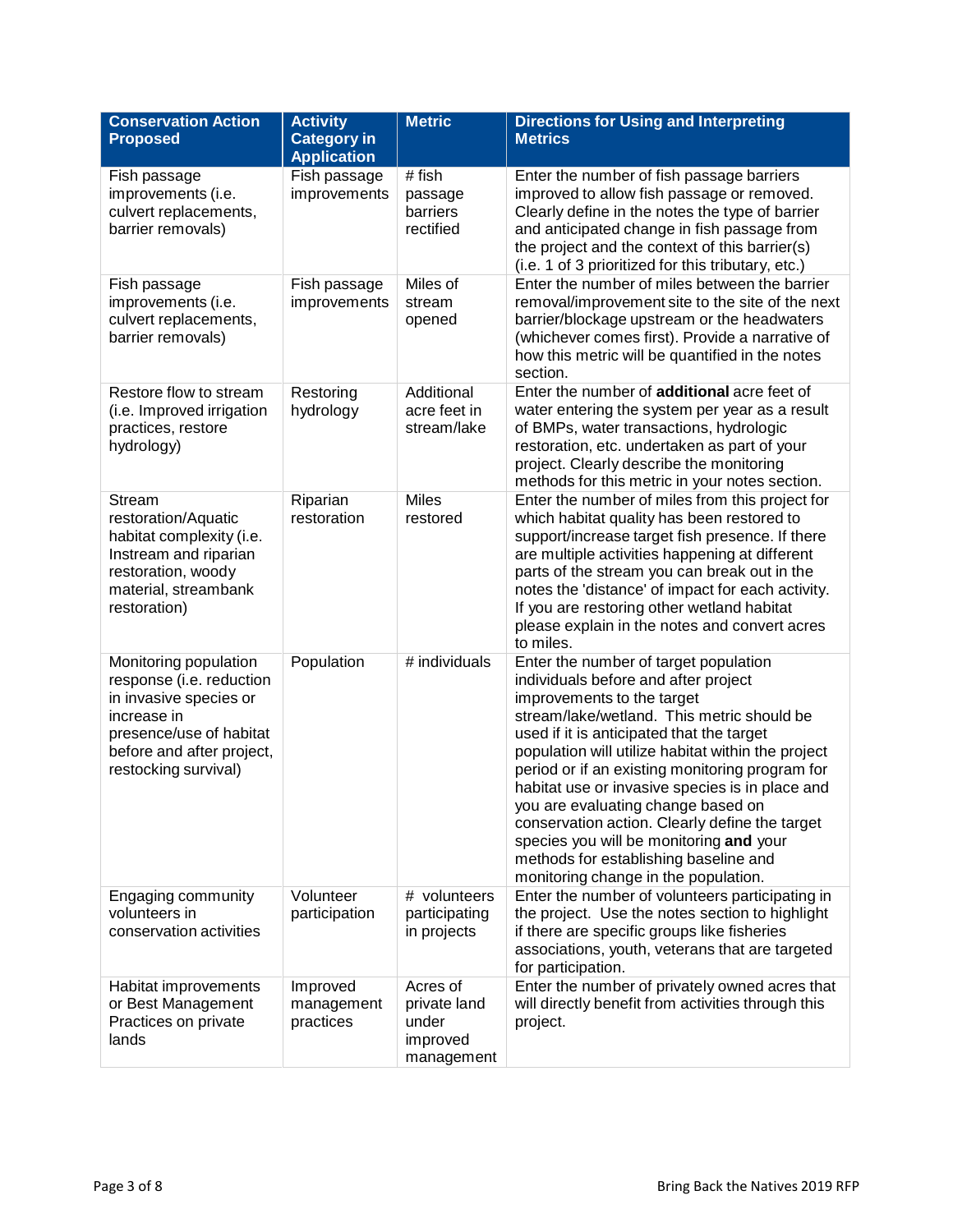| Conservation Action Proposed | Activity Category in Application | Metric | Directions for Using and Interpreting Metrics |
|---|---|---|---|
| Fish passage improvements (i.e. culvert replacements, barrier removals) | Fish passage improvements | # fish passage barriers rectified | Enter the number of fish passage barriers improved to allow fish passage or removed. Clearly define in the notes the type of barrier and anticipated change in fish passage from the project and the context of this barrier(s) (i.e. 1 of 3 prioritized for this tributary, etc.) |
| Fish passage improvements (i.e. culvert replacements, barrier removals) | Fish passage improvements | Miles of stream opened | Enter the number of miles between the barrier removal/improvement site to the site of the next barrier/blockage upstream or the headwaters (whichever comes first). Provide a narrative of how this metric will be quantified in the notes section. |
| Restore flow to stream (i.e. Improved irrigation practices, restore hydrology) | Restoring hydrology | Additional acre feet in stream/lake | Enter the number of **additional** acre feet of water entering the system per year as a result of BMPs, water transactions, hydrologic restoration, etc. undertaken as part of your project. Clearly describe the monitoring methods for this metric in your notes section. |
| Stream restoration/Aquatic habitat complexity (i.e. Instream and riparian restoration, woody material, streambank restoration) | Riparian restoration | Miles restored | Enter the number of miles from this project for which habitat quality has been restored to support/increase target fish presence. If there are multiple activities happening at different parts of the stream you can break out in the notes the 'distance' of impact for each activity. If you are restoring other wetland habitat please explain in the notes and convert acres to miles. |
| Monitoring population response (i.e. reduction in invasive species or increase in presence/use of habitat before and after project, restocking survival) | Population | # individuals | Enter the number of target population individuals before and after project improvements to the target stream/lake/wetland. This metric should be used if it is anticipated that the target population will utilize habitat within the project period or if an existing monitoring program for habitat use or invasive species is in place and you are evaluating change based on conservation action. Clearly define the target species you will be monitoring **and** your methods for establishing baseline and monitoring change in the population. |
| Engaging community volunteers in conservation activities | Volunteer participation | # volunteers participating in projects | Enter the number of volunteers participating in the project. Use the notes section to highlight if there are specific groups like fisheries associations, youth, veterans that are targeted for participation. |
| Habitat improvements or Best Management Practices on private lands | Improved management practices | Acres of private land under improved management | Enter the number of privately owned acres that will directly benefit from activities through this project. |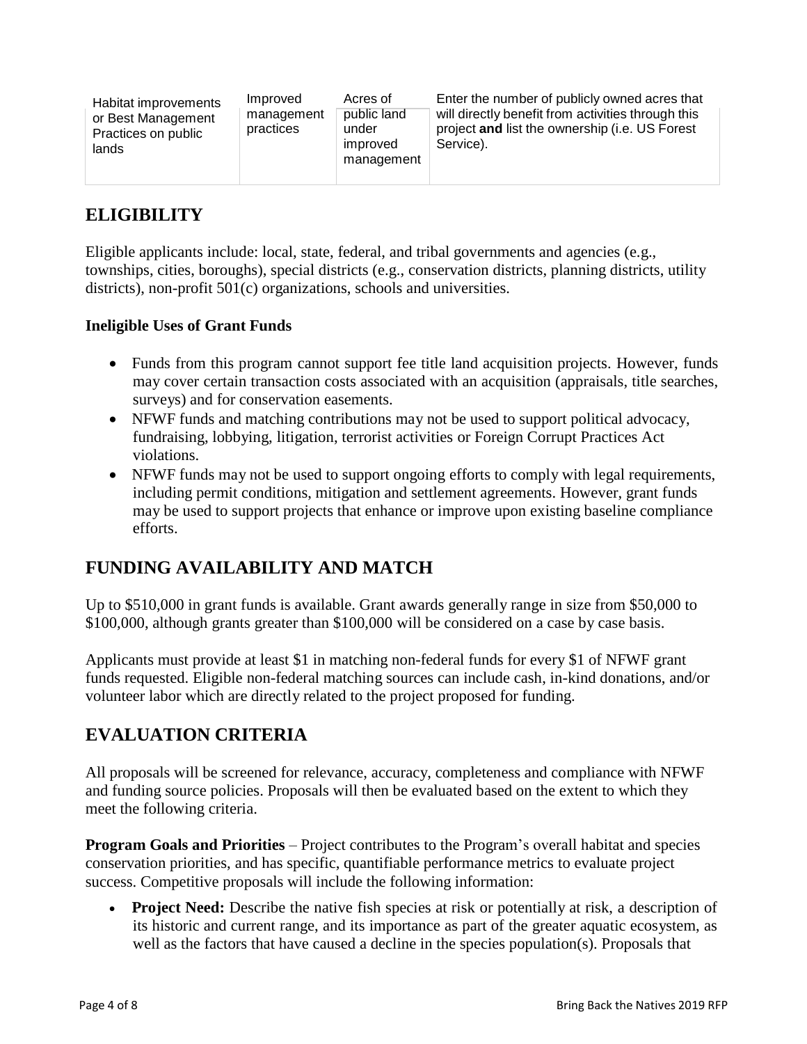| Habitat improvements or Best Management Practices on public lands | Improved management practices | Acres of public land under improved management | Enter the number of publicly owned acres that will directly benefit from activities through this project **and** list the ownership (i.e. US Forest Service). |
|---|---|---|---|

## ELIGIBILITY

Eligible applicants include: local, state, federal, and tribal governments and agencies (e.g., townships, cities, boroughs), special districts (e.g., conservation districts, planning districts, utility districts), non-profit 501(c) organizations, schools and universities.

**Ineligible Uses of Grant Funds**

- Funds from this program cannot support fee title land acquisition projects. However, funds may cover certain transaction costs associated with an acquisition (appraisals, title searches, surveys) and for conservation easements.
- NFWF funds and matching contributions may not be used to support political advocacy, fundraising, lobbying, litigation, terrorist activities or Foreign Corrupt Practices Act violations.
- NFWF funds may not be used to support ongoing efforts to comply with legal requirements, including permit conditions, mitigation and settlement agreements. However, grant funds may be used to support projects that enhance or improve upon existing baseline compliance efforts.

## FUNDING AVAILABILITY AND MATCH

Up to $510,000 in grant funds is available. Grant awards generally range in size from $50,000 to $100,000, although grants greater than $100,000 will be considered on a case by case basis.

Applicants must provide at least $1 in matching non-federal funds for every $1 of NFWF grant funds requested. Eligible non-federal matching sources can include cash, in-kind donations, and/or volunteer labor which are directly related to the project proposed for funding.

## EVALUATION CRITERIA

All proposals will be screened for relevance, accuracy, completeness and compliance with NFWF and funding source policies. Proposals will then be evaluated based on the extent to which they meet the following criteria.

**Program Goals and Priorities** – Project contributes to the Program's overall habitat and species conservation priorities, and has specific, quantifiable performance metrics to evaluate project success. Competitive proposals will include the following information:

- **Project Need:** Describe the native fish species at risk or potentially at risk, a description of its historic and current range, and its importance as part of the greater aquatic ecosystem, as well as the factors that have caused a decline in the species population(s). Proposals that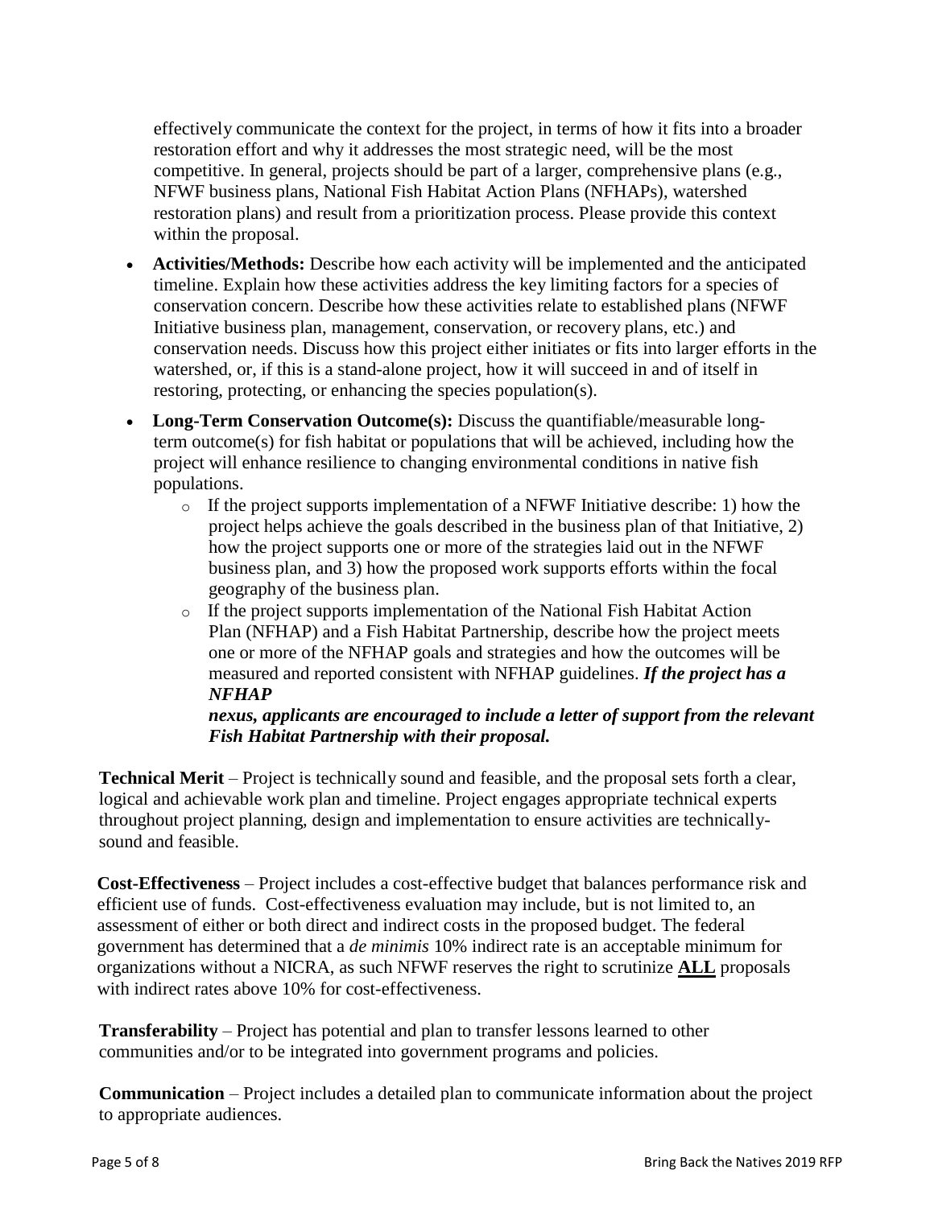effectively communicate the context for the project, in terms of how it fits into a broader restoration effort and why it addresses the most strategic need, will be the most competitive. In general, projects should be part of a larger, comprehensive plans (e.g., NFWF business plans, National Fish Habitat Action Plans (NFHAPs), watershed restoration plans) and result from a prioritization process. Please provide this context within the proposal.

- **Activities/Methods:** Describe how each activity will be implemented and the anticipated timeline. Explain how these activities address the key limiting factors for a species of conservation concern. Describe how these activities relate to established plans (NFWF Initiative business plan, management, conservation, or recovery plans, etc.) and conservation needs. Discuss how this project either initiates or fits into larger efforts in the watershed, or, if this is a stand-alone project, how it will succeed in and of itself in restoring, protecting, or enhancing the species population(s).
- **Long-Term Conservation Outcome(s):** Discuss the quantifiable/measurable long-term outcome(s) for fish habitat or populations that will be achieved, including how the project will enhance resilience to changing environmental conditions in native fish populations.
  - If the project supports implementation of a NFWF Initiative describe: 1) how the project helps achieve the goals described in the business plan of that Initiative, 2) how the project supports one or more of the strategies laid out in the NFWF business plan, and 3) how the proposed work supports efforts within the focal geography of the business plan.
  - If the project supports implementation of the National Fish Habitat Action Plan (NFHAP) and a Fish Habitat Partnership, describe how the project meets one or more of the NFHAP goals and strategies and how the outcomes will be measured and reported consistent with NFHAP guidelines. ***If the project has a NFHAP nexus, applicants are encouraged to include a letter of support from the relevant Fish Habitat Partnership with their proposal.***

**Technical Merit** – Project is technically sound and feasible, and the proposal sets forth a clear, logical and achievable work plan and timeline. Project engages appropriate technical experts throughout project planning, design and implementation to ensure activities are technically-sound and feasible.

**Cost-Effectiveness** – Project includes a cost-effective budget that balances performance risk and efficient use of funds. Cost-effectiveness evaluation may include, but is not limited to, an assessment of either or both direct and indirect costs in the proposed budget. The federal government has determined that a *de minimis* 10% indirect rate is an acceptable minimum for organizations without a NICRA, as such NFWF reserves the right to scrutinize **ALL** proposals with indirect rates above 10% for cost-effectiveness.

**Transferability** – Project has potential and plan to transfer lessons learned to other communities and/or to be integrated into government programs and policies.

**Communication** – Project includes a detailed plan to communicate information about the project to appropriate audiences.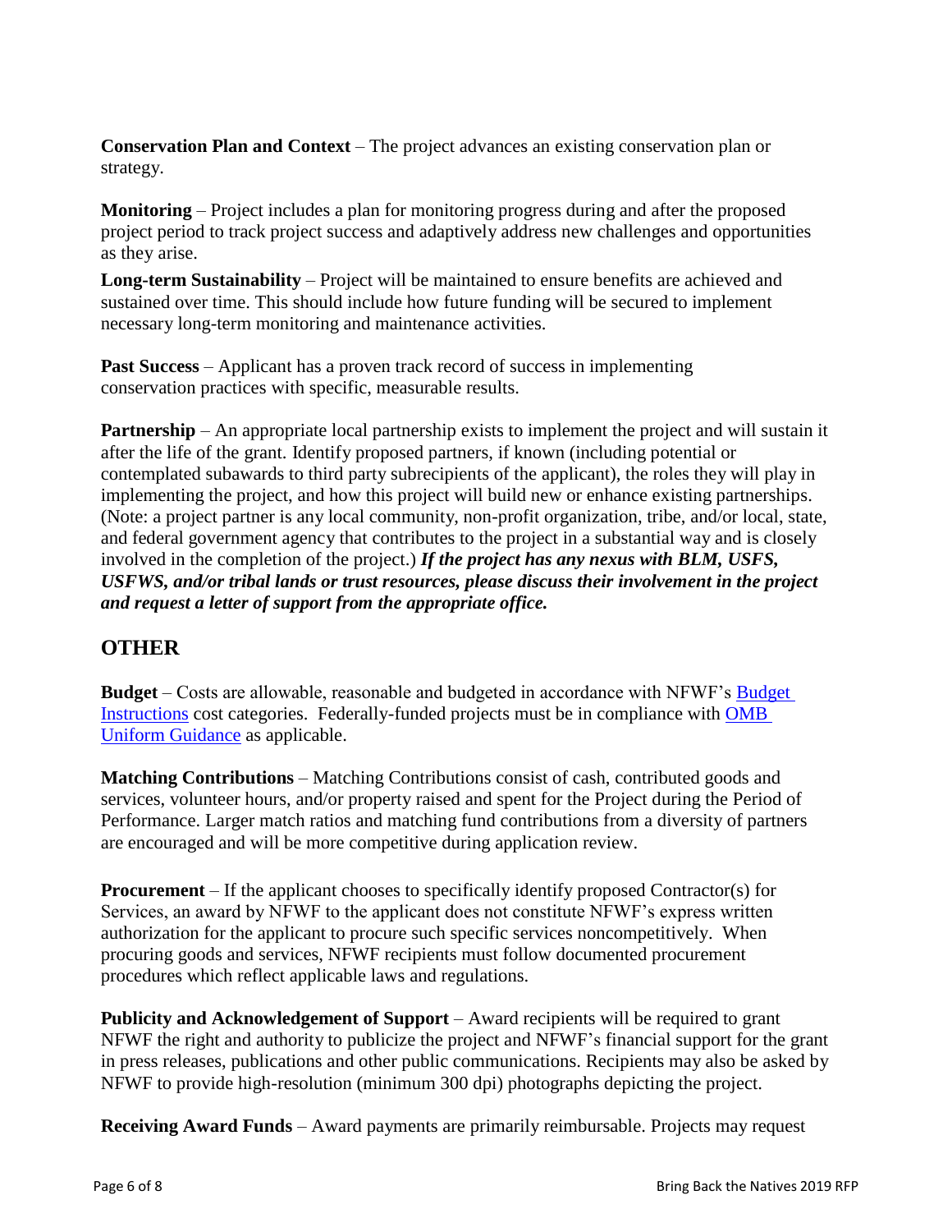**Conservation Plan and Context** – The project advances an existing conservation plan or strategy.

**Monitoring** – Project includes a plan for monitoring progress during and after the proposed project period to track project success and adaptively address new challenges and opportunities as they arise.

**Long-term Sustainability** – Project will be maintained to ensure benefits are achieved and sustained over time. This should include how future funding will be secured to implement necessary long-term monitoring and maintenance activities.

**Past Success** – Applicant has a proven track record of success in implementing conservation practices with specific, measurable results.

**Partnership** – An appropriate local partnership exists to implement the project and will sustain it after the life of the grant. Identify proposed partners, if known (including potential or contemplated subawards to third party subrecipients of the applicant), the roles they will play in implementing the project, and how this project will build new or enhance existing partnerships. (Note: a project partner is any local community, non-profit organization, tribe, and/or local, state, and federal government agency that contributes to the project in a substantial way and is closely involved in the completion of the project.) ***If the project has any nexus with BLM, USFS, USFWS, and/or tribal lands or trust resources, please discuss their involvement in the project and request a letter of support from the appropriate office.***

## OTHER

**Budget** – Costs are allowable, reasonable and budgeted in accordance with NFWF's Budget Instructions cost categories. Federally-funded projects must be in compliance with OMB Uniform Guidance as applicable.

**Matching Contributions** – Matching Contributions consist of cash, contributed goods and services, volunteer hours, and/or property raised and spent for the Project during the Period of Performance. Larger match ratios and matching fund contributions from a diversity of partners are encouraged and will be more competitive during application review.

**Procurement** – If the applicant chooses to specifically identify proposed Contractor(s) for Services, an award by NFWF to the applicant does not constitute NFWF's express written authorization for the applicant to procure such specific services noncompetitively. When procuring goods and services, NFWF recipients must follow documented procurement procedures which reflect applicable laws and regulations.

**Publicity and Acknowledgement of Support** – Award recipients will be required to grant NFWF the right and authority to publicize the project and NFWF's financial support for the grant in press releases, publications and other public communications. Recipients may also be asked by NFWF to provide high-resolution (minimum 300 dpi) photographs depicting the project.

**Receiving Award Funds** – Award payments are primarily reimbursable. Projects may request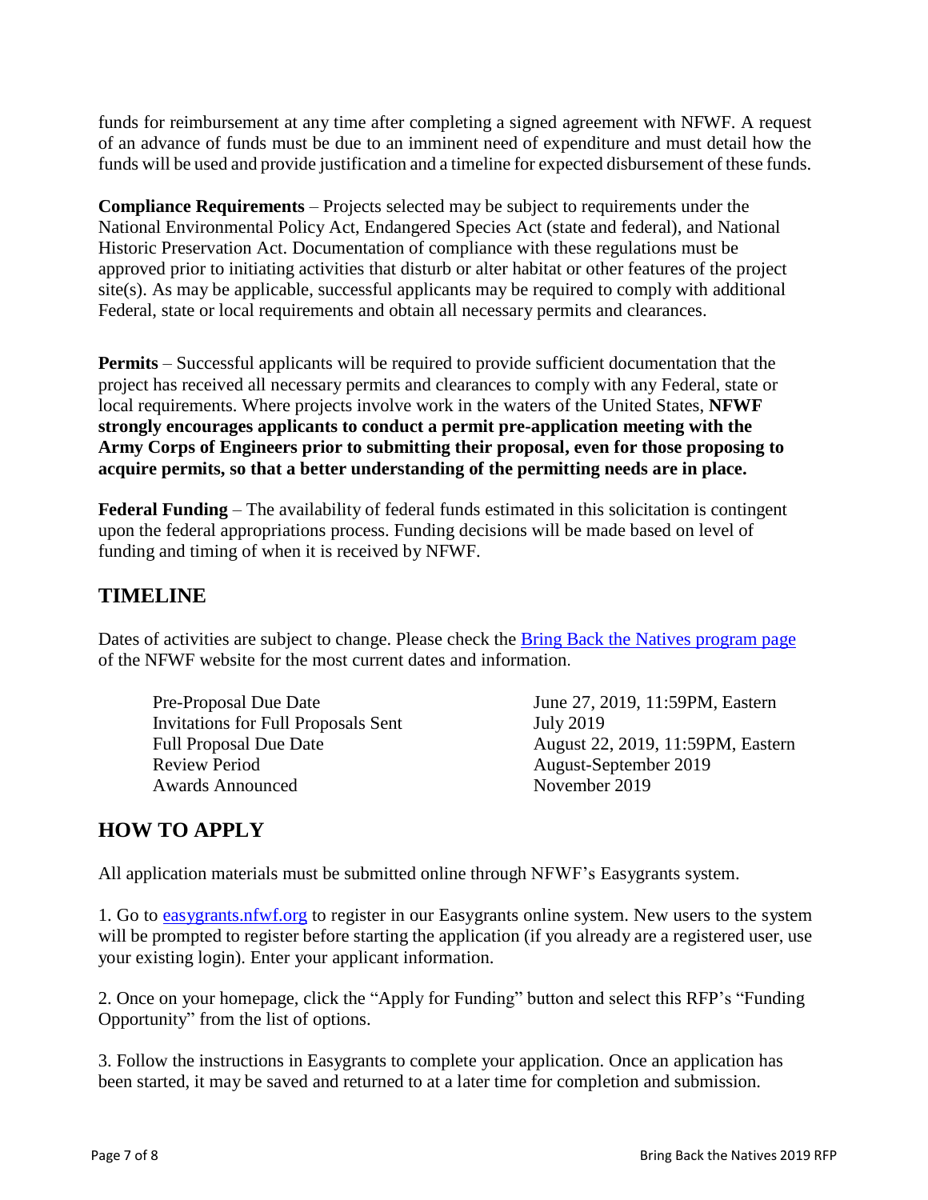funds for reimbursement at any time after completing a signed agreement with NFWF. A request of an advance of funds must be due to an imminent need of expenditure and must detail how the funds will be used and provide justification and a timeline for expected disbursement of these funds.

**Compliance Requirements** – Projects selected may be subject to requirements under the National Environmental Policy Act, Endangered Species Act (state and federal), and National Historic Preservation Act. Documentation of compliance with these regulations must be approved prior to initiating activities that disturb or alter habitat or other features of the project site(s). As may be applicable, successful applicants may be required to comply with additional Federal, state or local requirements and obtain all necessary permits and clearances.

**Permits** – Successful applicants will be required to provide sufficient documentation that the project has received all necessary permits and clearances to comply with any Federal, state or local requirements. Where projects involve work in the waters of the United States, **NFWF strongly encourages applicants to conduct a permit pre-application meeting with the Army Corps of Engineers prior to submitting their proposal, even for those proposing to acquire permits, so that a better understanding of the permitting needs are in place.**

**Federal Funding** – The availability of federal funds estimated in this solicitation is contingent upon the federal appropriations process. Funding decisions will be made based on level of funding and timing of when it is received by NFWF.

## TIMELINE

Dates of activities are subject to change. Please check the [Bring Back the Natives program page]() of the NFWF website for the most current dates and information.

| | |
|---|---|
| Pre-Proposal Due Date | June 27, 2019, 11:59PM, Eastern |
| Invitations for Full Proposals Sent | July 2019 |
| Full Proposal Due Date | August 22, 2019, 11:59PM, Eastern |
| Review Period | August-September 2019 |
| Awards Announced | November 2019 |

## HOW TO APPLY

All application materials must be submitted online through NFWF's Easygrants system.

1. Go to [easygrants.nfwf.org]() to register in our Easygrants online system. New users to the system will be prompted to register before starting the application (if you already are a registered user, use your existing login). Enter your applicant information.

2. Once on your homepage, click the "Apply for Funding" button and select this RFP's "Funding Opportunity" from the list of options.

3. Follow the instructions in Easygrants to complete your application. Once an application has been started, it may be saved and returned to at a later time for completion and submission.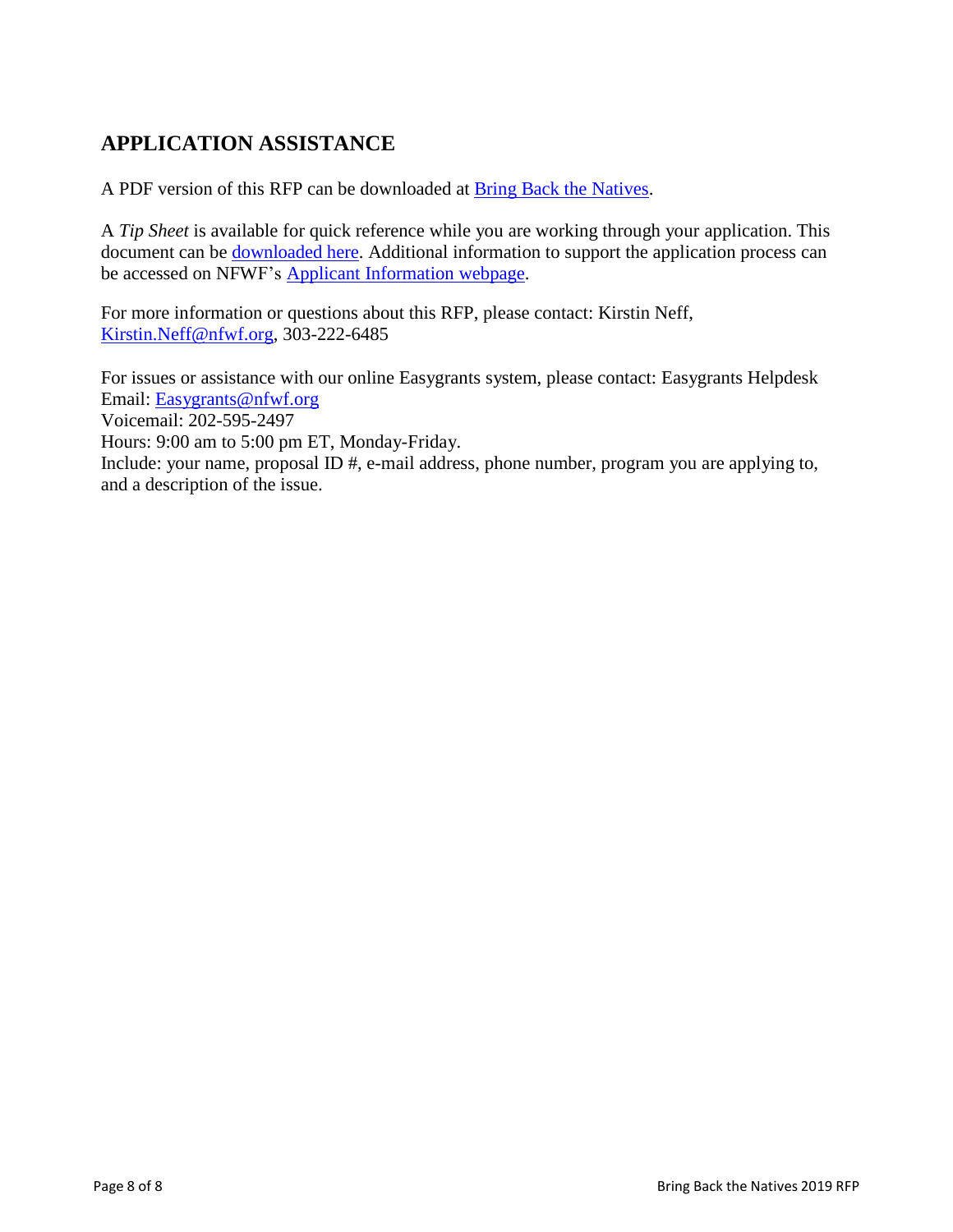## APPLICATION ASSISTANCE

A PDF version of this RFP can be downloaded at [Bring Back the Natives].

A *Tip Sheet* is available for quick reference while you are working through your application. This document can be [downloaded here]. Additional information to support the application process can be accessed on NFWF's [Applicant Information webpage].

For more information or questions about this RFP, please contact: Kirstin Neff, Kirstin.Neff@nfwf.org, 303-222-6485

For issues or assistance with our online Easygrants system, please contact: Easygrants Helpdesk
Email: Easygrants@nfwf.org
Voicemail: 202-595-2497
Hours: 9:00 am to 5:00 pm ET, Monday-Friday.
Include: your name, proposal ID #, e-mail address, phone number, program you are applying to, and a description of the issue.